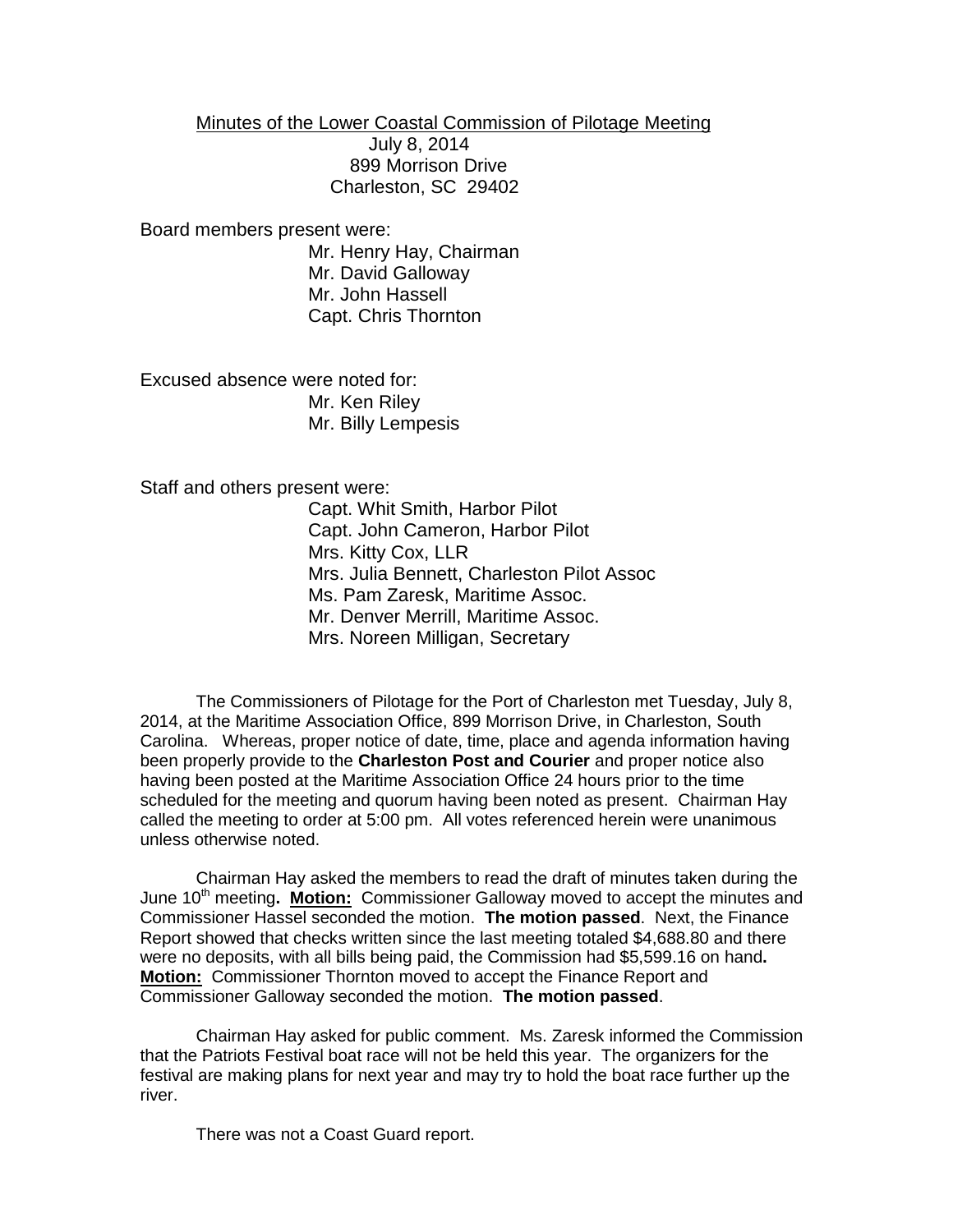Minutes of the Lower Coastal Commission of Pilotage Meeting
July 8, 2014
899 Morrison Drive
Charleston, SC 29402

Board members present were:

Mr. Henry Hay, Chairman
Mr. David Galloway
Mr. John Hassell
Capt. Chris Thornton

Excused absence were noted for:

Mr. Ken Riley
Mr. Billy Lempesis

Staff and others present were:

Capt. Whit Smith, Harbor Pilot
Capt. John Cameron, Harbor Pilot
Mrs. Kitty Cox, LLR
Mrs. Julia Bennett, Charleston Pilot Assoc
Ms. Pam Zaresk, Maritime Assoc.
Mr. Denver Merrill, Maritime Assoc.
Mrs. Noreen Milligan, Secretary

The Commissioners of Pilotage for the Port of Charleston met Tuesday, July 8, 2014, at the Maritime Association Office, 899 Morrison Drive, in Charleston, South Carolina. Whereas, proper notice of date, time, place and agenda information having been properly provide to the **Charleston Post and Courier** and proper notice also having been posted at the Maritime Association Office 24 hours prior to the time scheduled for the meeting and quorum having been noted as present. Chairman Hay called the meeting to order at 5:00 pm. All votes referenced herein were unanimous unless otherwise noted.

Chairman Hay asked the members to read the draft of minutes taken during the June 10th meeting**. <u>Motion:</u>** Commissioner Galloway moved to accept the minutes and Commissioner Hassel seconded the motion. **The motion passed**. Next, the Finance Report showed that checks written since the last meeting totaled $4,688.80 and there were no deposits, with all bills being paid, the Commission had $5,599.16 on hand**. <u>Motion:</u>** Commissioner Thornton moved to accept the Finance Report and Commissioner Galloway seconded the motion. **The motion passed**.

Chairman Hay asked for public comment. Ms. Zaresk informed the Commission that the Patriots Festival boat race will not be held this year. The organizers for the festival are making plans for next year and may try to hold the boat race further up the river.

There was not a Coast Guard report.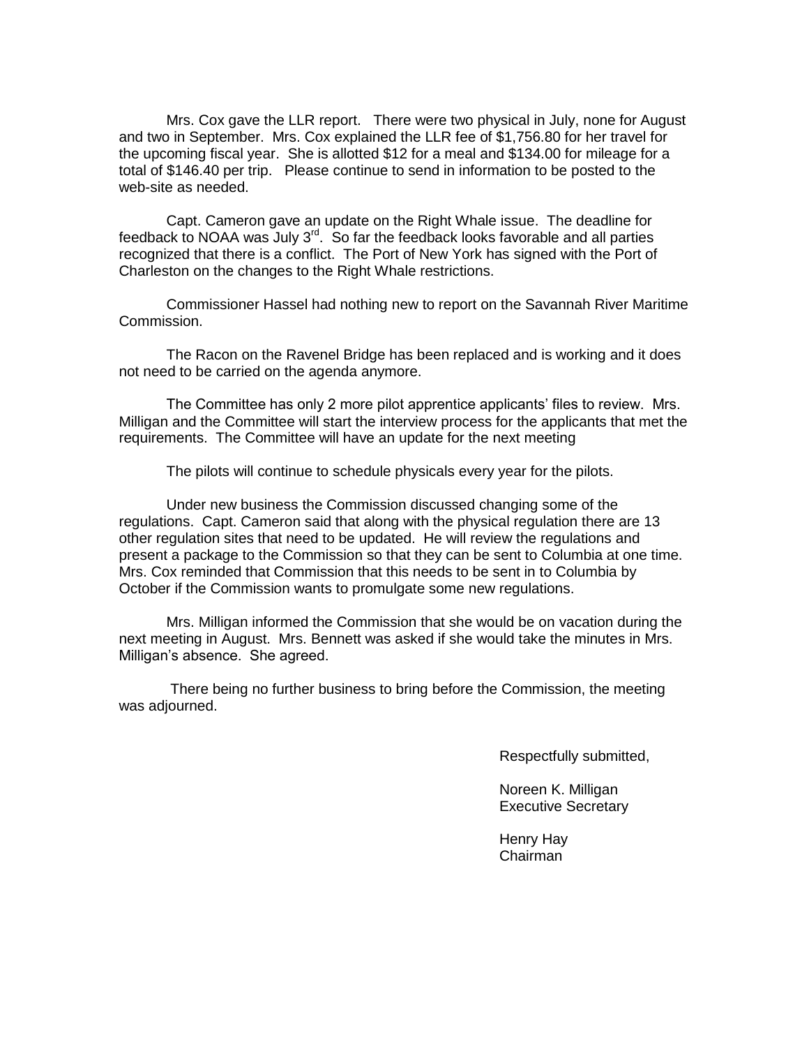Mrs. Cox gave the LLR report. There were two physical in July, none for August and two in September. Mrs. Cox explained the LLR fee of $1,756.80 for her travel for the upcoming fiscal year. She is allotted $12 for a meal and $134.00 for mileage for a total of $146.40 per trip. Please continue to send in information to be posted to the web-site as needed.

Capt. Cameron gave an update on the Right Whale issue. The deadline for feedback to NOAA was July 3rd. So far the feedback looks favorable and all parties recognized that there is a conflict. The Port of New York has signed with the Port of Charleston on the changes to the Right Whale restrictions.

Commissioner Hassel had nothing new to report on the Savannah River Maritime Commission.

The Racon on the Ravenel Bridge has been replaced and is working and it does not need to be carried on the agenda anymore.

The Committee has only 2 more pilot apprentice applicants' files to review. Mrs. Milligan and the Committee will start the interview process for the applicants that met the requirements. The Committee will have an update for the next meeting

The pilots will continue to schedule physicals every year for the pilots.

Under new business the Commission discussed changing some of the regulations. Capt. Cameron said that along with the physical regulation there are 13 other regulation sites that need to be updated. He will review the regulations and present a package to the Commission so that they can be sent to Columbia at one time. Mrs. Cox reminded that Commission that this needs to be sent in to Columbia by October if the Commission wants to promulgate some new regulations.

Mrs. Milligan informed the Commission that she would be on vacation during the next meeting in August. Mrs. Bennett was asked if she would take the minutes in Mrs. Milligan's absence. She agreed.

There being no further business to bring before the Commission, the meeting was adjourned.

Respectfully submitted,

Noreen K. Milligan
Executive Secretary

Henry Hay
Chairman